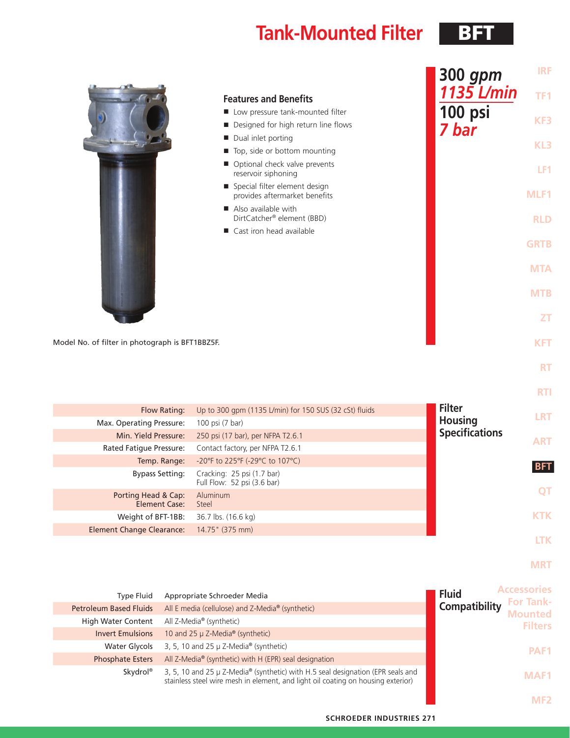# Tank-Mounted Filter BFT

**300 gpm**
***1135 L/min***
**100 psi**
***7 bar***

## Features and Benefits

- Low pressure tank-mounted filter
- Designed for high return line flows
- Dual inlet porting
- Top, side or bottom mounting
- Optional check valve prevents reservoir siphoning
- Special filter element design provides aftermarket benefits
- Also available with DirtCatcher® element (BBD)
- Cast iron head available

Model No. of filter in photograph is BFT1BBZ5F.

## Filter Housing Specifications

| | |
|---|---|
| Flow Rating: | Up to 300 gpm (1135 L/min) for 150 SUS (32 cSt) fluids |
| Max. Operating Pressure: | 100 psi (7 bar) |
| Min. Yield Pressure: | 250 psi (17 bar), per NFPA T2.6.1 |
| Rated Fatigue Pressure: | Contact factory, per NFPA T2.6.1 |
| Temp. Range: | -20°F to 225°F (-29°C to 107°C) |
| Bypass Setting: | Cracking: 25 psi (1.7 bar)<br>Full Flow: 52 psi (3.6 bar) |
| Porting Head & Cap:<br>Element Case: | Aluminum<br>Steel |
| Weight of BFT-1BB: | 36.7 lbs. (16.6 kg) |
| Element Change Clearance: | 14.75" (375 mm) |

## Fluid Compatibility

| Type Fluid | Appropriate Schroeder Media |
|---|---|
| Petroleum Based Fluids | All E media (cellulose) and Z-Media® (synthetic) |
| High Water Content | All Z-Media® (synthetic) |
| Invert Emulsions | 10 and 25 μ Z-Media® (synthetic) |
| Water Glycols | 3, 5, 10 and 25 μ Z-Media® (synthetic) |
| Phosphate Esters | All Z-Media® (synthetic) with H (EPR) seal designation |
| Skydrol® | 3, 5, 10 and 25 μ Z-Media® (synthetic) with H.5 seal designation (EPR seals and stainless steel wire mesh in element, and light oil coating on housing exterior) |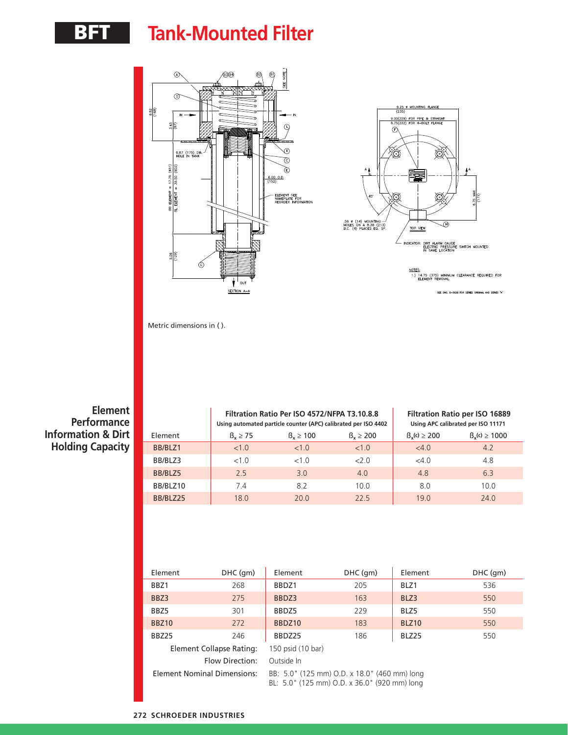# BFT Tank-Mounted Filter

Metric dimensions in ( ).

## Element Performance Information & Dirt Holding Capacity

| Element | Filtration Ratio Per ISO 4572/NFPA T3.10.8.8 Using automated particle counter (APC) calibrated per ISO 4402 | | | Filtration Ratio per ISO 16889 Using APC calibrated per ISO 11171 | |
|---|---|---|---|---|---|
| | $\beta_x \geq 75$ | $\beta_x \geq 100$ | $\beta_x \geq 200$ | $\beta_x(c) \geq 200$ | $\beta_x(c) \geq 1000$ |
| BB/BLZ1 | <1.0 | <1.0 | <1.0 | <4.0 | 4.2 |
| BB/BLZ3 | <1.0 | <1.0 | <2.0 | <4.0 | 4.8 |
| BB/BLZ5 | 2.5 | 3.0 | 4.0 | 4.8 | 6.3 |
| BB/BLZ10 | 7.4 | 8.2 | 10.0 | 8.0 | 10.0 |
| BB/BLZ25 | 18.0 | 20.0 | 22.5 | 19.0 | 24.0 |

| Element | DHC (gm) | Element | DHC (gm) | Element | DHC (gm) |
|---|---|---|---|---|---|
| BBZ1 | 268 | BBDZ1 | 205 | BLZ1 | 536 |
| BBZ3 | 275 | BBDZ3 | 163 | BLZ3 | 550 |
| BBZ5 | 301 | BBDZ5 | 229 | BLZ5 | 550 |
| BBZ10 | 272 | BBDZ10 | 183 | BLZ10 | 550 |
| BBZ25 | 246 | BBDZ25 | 186 | BLZ25 | 550 |

Element Collapse Rating: 150 psid (10 bar)

Flow Direction: Outside In

Element Nominal Dimensions:
BB: 5.0" (125 mm) O.D. x 18.0" (460 mm) long
BL: 5.0" (125 mm) O.D. x 36.0" (920 mm) long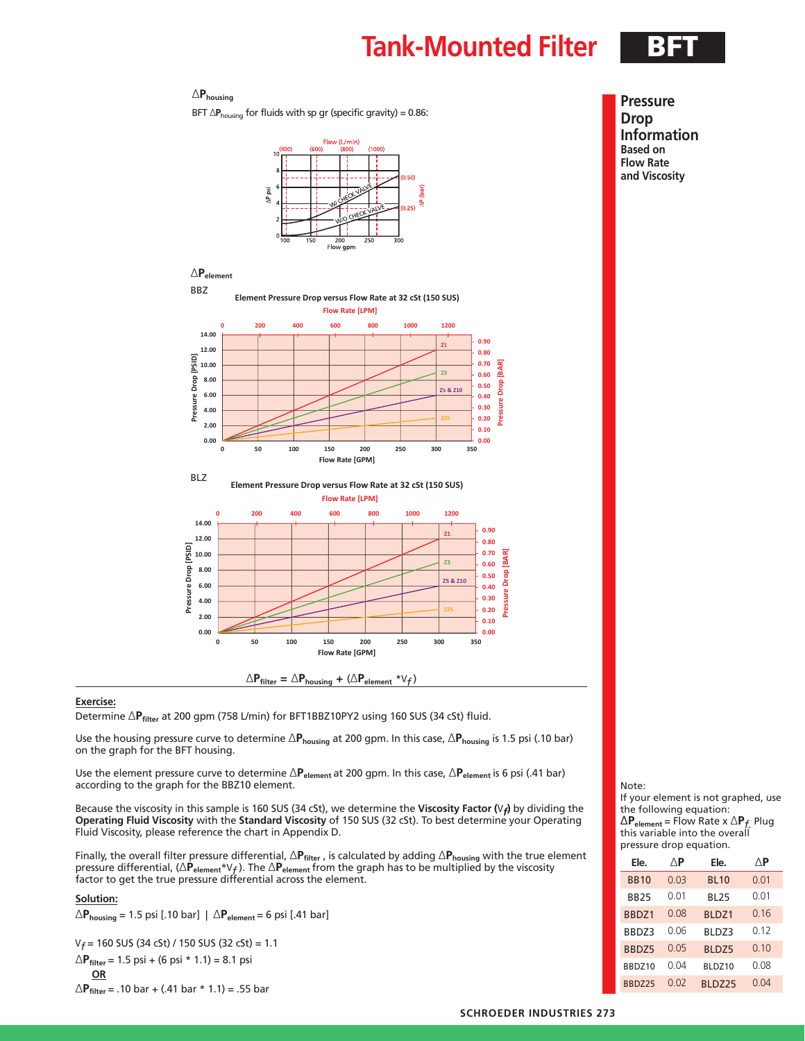# Tank-Mounted Filter BFT

## Pressure Drop Information Based on Flow Rate and Viscosity

### $\Delta P_{housing}$

BFT $\Delta P_{housing}$ for fluids with sp gr (specific gravity) = 0.86:

### $\Delta P_{element}$

BBZ

Element Pressure Drop versus Flow Rate at 32 cSt (150 SUS)

BLZ

Element Pressure Drop versus Flow Rate at 32 cSt (150 SUS)

$$\Delta P_{filter} = \Delta P_{housing} + (\Delta P_{element} * V_f)$$

**Exercise:**

Determine $\Delta P_{filter}$ at 200 gpm (758 L/min) for BFT1BBZ10PY2 using 160 SUS (34 cSt) fluid.

Use the housing pressure curve to determine $\Delta P_{housing}$ at 200 gpm. In this case, $\Delta P_{housing}$ is 1.5 psi (.10 bar) on the graph for the BFT housing.

Use the element pressure curve to determine $\Delta P_{element}$ at 200 gpm. In this case, $\Delta P_{element}$ is 6 psi (.41 bar) according to the graph for the BBZ10 element.

Because the viscosity in this sample is 160 SUS (34 cSt), we determine the **Viscosity Factor ($V_f$)** by dividing the **Operating Fluid Viscosity** with the **Standard Viscosity** of 150 SUS (32 cSt). To best determine your Operating Fluid Viscosity, please reference the chart in Appendix D.

Finally, the overall filter pressure differential, $\Delta P_{filter}$, is calculated by adding $\Delta P_{housing}$ with the true element pressure differential, ($\Delta P_{element} * V_f$). The $\Delta P_{element}$ from the graph has to be multiplied by the viscosity factor to get the true pressure differential across the element.

**Solution:**

$\Delta P_{housing}$ = 1.5 psi [.10 bar] | $\Delta P_{element}$ = 6 psi [.41 bar]

$V_f$ = 160 SUS (34 cSt) / 150 SUS (32 cSt) = 1.1

$\Delta P_{filter}$ = 1.5 psi + (6 psi * 1.1) = 8.1 psi

**OR**

$\Delta P_{filter}$ = .10 bar + (.41 bar * 1.1) = .55 bar

Note:
If your element is not graphed, use the following equation: $\Delta P_{element}$ = Flow Rate x $\Delta P_f$. Plug this variable into the overall pressure drop equation.

| Ele. | ΔP | Ele. | ΔP |
|---|---|---|---|
| BB10 | 0.03 | BL10 | 0.01 |
| BB25 | 0.01 | BL25 | 0.01 |
| BBDZ1 | 0.08 | BLDZ1 | 0.16 |
| BBDZ3 | 0.06 | BLDZ3 | 0.12 |
| BBDZ5 | 0.05 | BLDZ5 | 0.10 |
| BBDZ10 | 0.04 | BLDZ10 | 0.08 |
| BBDZ25 | 0.02 | BLDZ25 | 0.04 |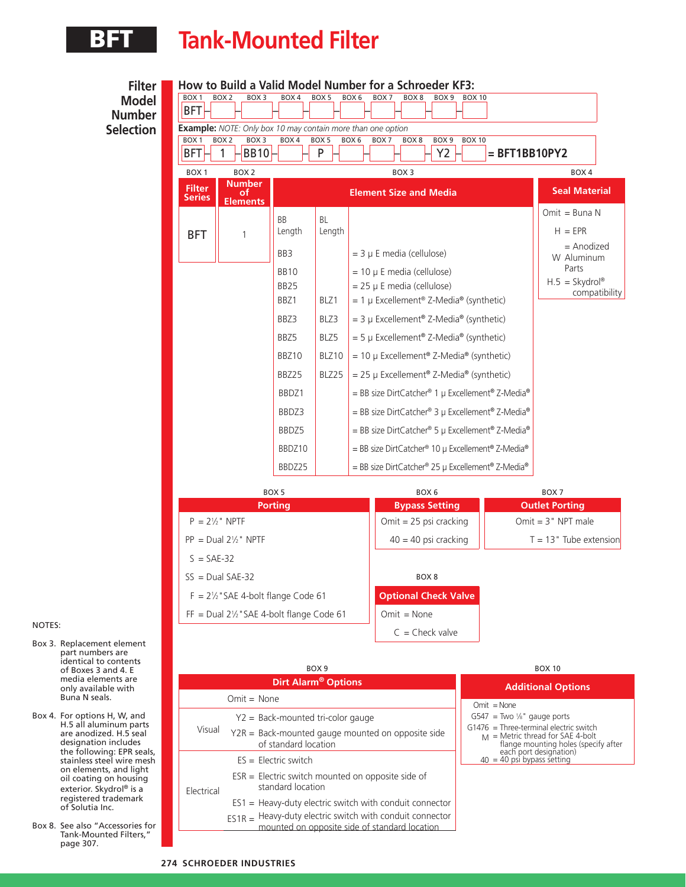# BFT Tank-Mounted Filter

## Filter Model Number Selection

### How to Build a Valid Model Number for a Schroeder KF3:

| BOX 1 | BOX 2 | BOX 3 | BOX 4 | BOX 5 | BOX 6 | BOX 7 | BOX 8 | BOX 9 | BOX 10 |
|---|---|---|---|---|---|---|---|---|---|
| BFT | | | | | | | | | |

**Example:** *NOTE: Only box 10 may contain more than one option*

| BOX 1 | BOX 2 | BOX 3 | BOX 4 | BOX 5 | BOX 6 | BOX 7 | BOX 8 | BOX 9 | BOX 10 | |
|---|---|---|---|---|---|---|---|---|---|---|
| BFT | 1 | BB10 | | P | | | | Y2 | | = **BFT1BB10PY2** |

| BOX 1 Filter Series | BOX 2 Number of Elements | BOX 3 Element Size and Media | | |
|---|---|---|---|---|
| | | BB Length | BL Length | |
| BFT | 1 | BB3 | | = 3 μ E media (cellulose) |
| | | BB10 | | = 10 μ E media (cellulose) |
| | | BB25 | | = 25 μ E media (cellulose) |
| | | BBZ1 | BLZ1 | = 1 μ Excellement® Z-Media® (synthetic) |
| | | BBZ3 | BLZ3 | = 3 μ Excellement® Z-Media® (synthetic) |
| | | BBZ5 | BLZ5 | = 5 μ Excellement® Z-Media® (synthetic) |
| | | BBZ10 | BLZ10 | = 10 μ Excellement® Z-Media® (synthetic) |
| | | BBZ25 | BLZ25 | = 25 μ Excellement® Z-Media® (synthetic) |
| | | BBDZ1 | | = BB size DirtCatcher® 1 μ Excellement® Z-Media® |
| | | BBDZ3 | | = BB size DirtCatcher® 3 μ Excellement® Z-Media® |
| | | BBDZ5 | | = BB size DirtCatcher® 5 μ Excellement® Z-Media® |
| | | BBDZ10 | | = BB size DirtCatcher® 10 μ Excellement® Z-Media® |
| | | BBDZ25 | | = BB size DirtCatcher® 25 μ Excellement® Z-Media® |

| BOX 4 Seal Material |
|---|
| Omit = Buna N |
| H = EPR |
| W = Anodized Aluminum Parts |
| H.5 = Skydrol® compatibility |

| BOX 5 Porting |
|---|
| P = 2½" NPTF |
| PP = Dual 2½" NPTF |
| S = SAE-32 |
| SS = Dual SAE-32 |
| F = 2½" SAE 4-bolt flange Code 61 |
| FF = Dual 2½" SAE 4-bolt flange Code 61 |

| BOX 6 Bypass Setting |
|---|
| Omit = 25 psi cracking |
| 40 = 40 psi cracking |

| BOX 7 Outlet Porting |
|---|
| Omit = 3" NPT male |
| T = 13" Tube extension |

| BOX 8 Optional Check Valve |
|---|
| Omit = None |
| C = Check valve |

| BOX 9 Dirt Alarm® Options | |
|---|---|
| | Omit = None |
| Visual | Y2 = Back-mounted tri-color gauge |
| | Y2R = Back-mounted gauge mounted on opposite side of standard location |
| Electrical | ES = Electric switch |
| | ESR = Electric switch mounted on opposite side of standard location |
| | ES1 = Heavy-duty electric switch with conduit connector |
| | ES1R = Heavy-duty electric switch with conduit connector mounted on opposite side of standard location |

| BOX 10 Additional Options |
|---|
| Omit = None |
| G547 = Two ⅛" gauge ports |
| G1476 = Three-terminal electric switch |
| M = Metric thread for SAE 4-bolt flange mounting holes (specify after each port designation) |
| 40 = 40 psi bypass setting |

NOTES:

Box 3. Replacement element part numbers are identical to contents of Boxes 3 and 4. E media elements are only available with Buna N seals.

Box 4. For options H, W, and H.5 all aluminum parts are anodized. H.5 seal designation includes the following: EPR seals, stainless steel wire mesh on elements, and light oil coating on housing exterior. Skydrol® is a registered trademark of Solutia Inc.

Box 8. See also "Accessories for Tank-Mounted Filters," page 307.